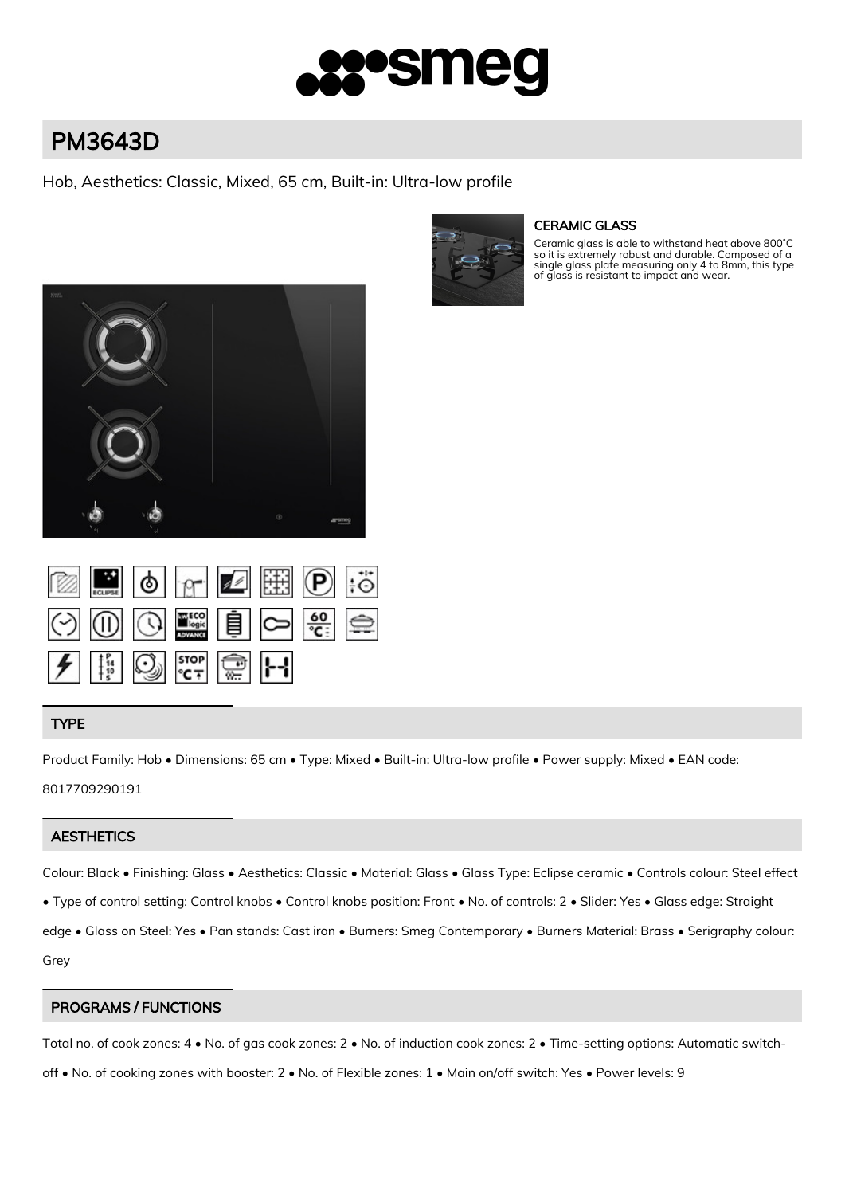# PM3643D

Hob, Aesthetics: Classic, Mixed, 65 cm, Built-in: Ultra-low profile

### CERAMIC GLASS

Ceramic glass is able to withstand heat above 800°C so it is extremely robust and durable. Composed of a single glass plate measuring only 4 to 8mm, this type of glass is resistant to impact and wear.

## TYPE

Product Family: Hob • Dimensions: 65 cm • Type: Mixed • Built-in: Ultra-low profile • Power supply: Mixed • EAN code: 8017709290191

## AESTHETICS

Colour: Black • Finishing: Glass • Aesthetics: Classic • Material: Glass • Glass Type: Eclipse ceramic • Controls colour: Steel effect • Type of control setting: Control knobs • Control knobs position: Front • No. of controls: 2 • Slider: Yes • Glass edge: Straight edge • Glass on Steel: Yes • Pan stands: Cast iron • Burners: Smeg Contemporary • Burners Material: Brass • Serigraphy colour: Grey

## PROGRAMS / FUNCTIONS

Total no. of cook zones: 4 • No. of gas cook zones: 2 • No. of induction cook zones: 2 • Time-setting options: Automatic switch-off • No. of cooking zones with booster: 2 • No. of Flexible zones: 1 • Main on/off switch: Yes • Power levels: 9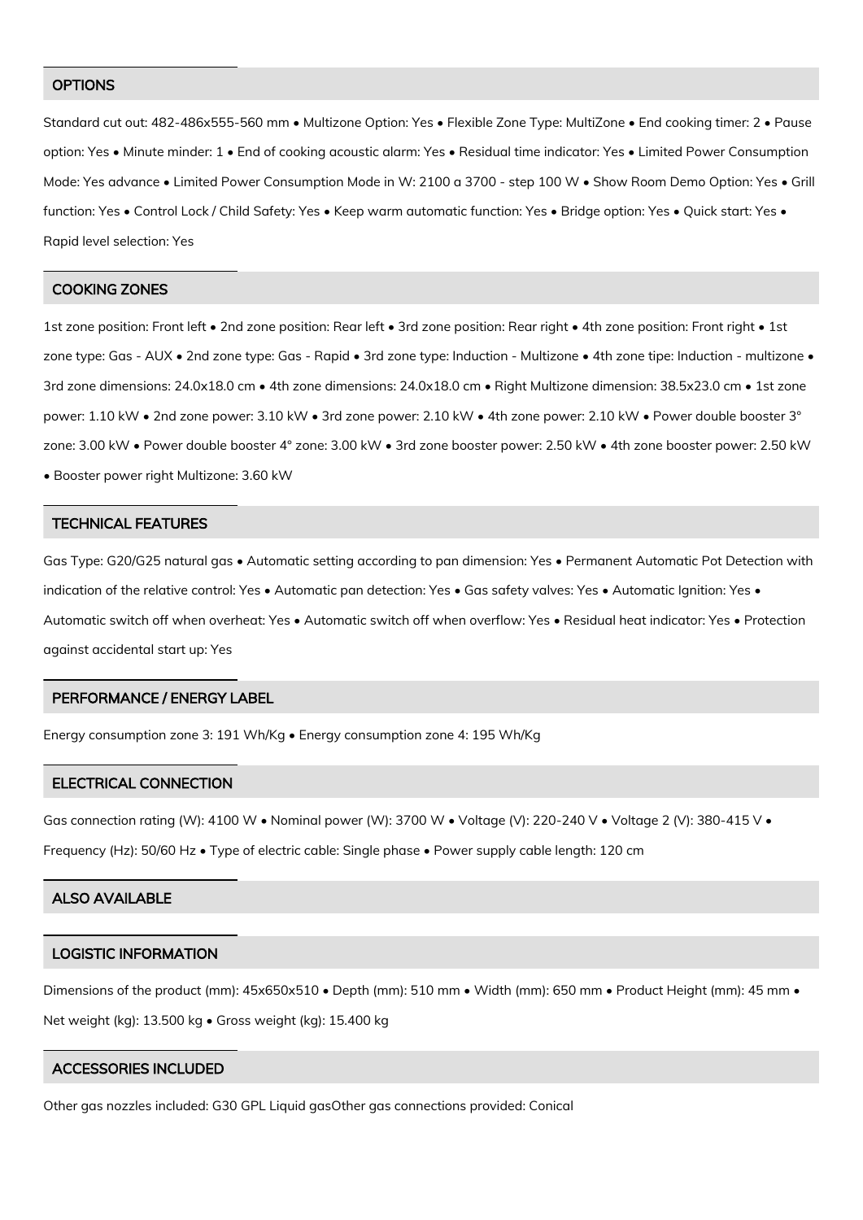## OPTIONS

Standard cut out: 482-486x555-560 mm • Multizone Option: Yes • Flexible Zone Type: MultiZone • End cooking timer: 2 • Pause option: Yes • Minute minder: 1 • End of cooking acoustic alarm: Yes • Residual time indicator: Yes • Limited Power Consumption Mode: Yes advance • Limited Power Consumption Mode in W: 2100 a 3700 - step 100 W • Show Room Demo Option: Yes • Grill function: Yes • Control Lock / Child Safety: Yes • Keep warm automatic function: Yes • Bridge option: Yes • Quick start: Yes • Rapid level selection: Yes

## COOKING ZONES

1st zone position: Front left • 2nd zone position: Rear left • 3rd zone position: Rear right • 4th zone position: Front right • 1st zone type: Gas - AUX • 2nd zone type: Gas - Rapid • 3rd zone type: Induction - Multizone • 4th zone tipe: Induction - multizone • 3rd zone dimensions: 24.0x18.0 cm • 4th zone dimensions: 24.0x18.0 cm • Right Multizone dimension: 38.5x23.0 cm • 1st zone power: 1.10 kW • 2nd zone power: 3.10 kW • 3rd zone power: 2.10 kW • 4th zone power: 2.10 kW • Power double booster 3° zone: 3.00 kW • Power double booster 4° zone: 3.00 kW • 3rd zone booster power: 2.50 kW • 4th zone booster power: 2.50 kW • Booster power right Multizone: 3.60 kW

## TECHNICAL FEATURES

Gas Type: G20/G25 natural gas • Automatic setting according to pan dimension: Yes • Permanent Automatic Pot Detection with indication of the relative control: Yes • Automatic pan detection: Yes • Gas safety valves: Yes • Automatic Ignition: Yes • Automatic switch off when overheat: Yes • Automatic switch off when overflow: Yes • Residual heat indicator: Yes • Protection against accidental start up: Yes

## PERFORMANCE / ENERGY LABEL

Energy consumption zone 3: 191 Wh/Kg • Energy consumption zone 4: 195 Wh/Kg

## ELECTRICAL CONNECTION

Gas connection rating (W): 4100 W • Nominal power (W): 3700 W • Voltage (V): 220-240 V • Voltage 2 (V): 380-415 V • Frequency (Hz): 50/60 Hz • Type of electric cable: Single phase • Power supply cable length: 120 cm

## ALSO AVAILABLE

## LOGISTIC INFORMATION

Dimensions of the product (mm): 45x650x510 • Depth (mm): 510 mm • Width (mm): 650 mm • Product Height (mm): 45 mm • Net weight (kg): 13.500 kg • Gross weight (kg): 15.400 kg

## ACCESSORIES INCLUDED

Other gas nozzles included: G30 GPL Liquid gasOther gas connections provided: Conical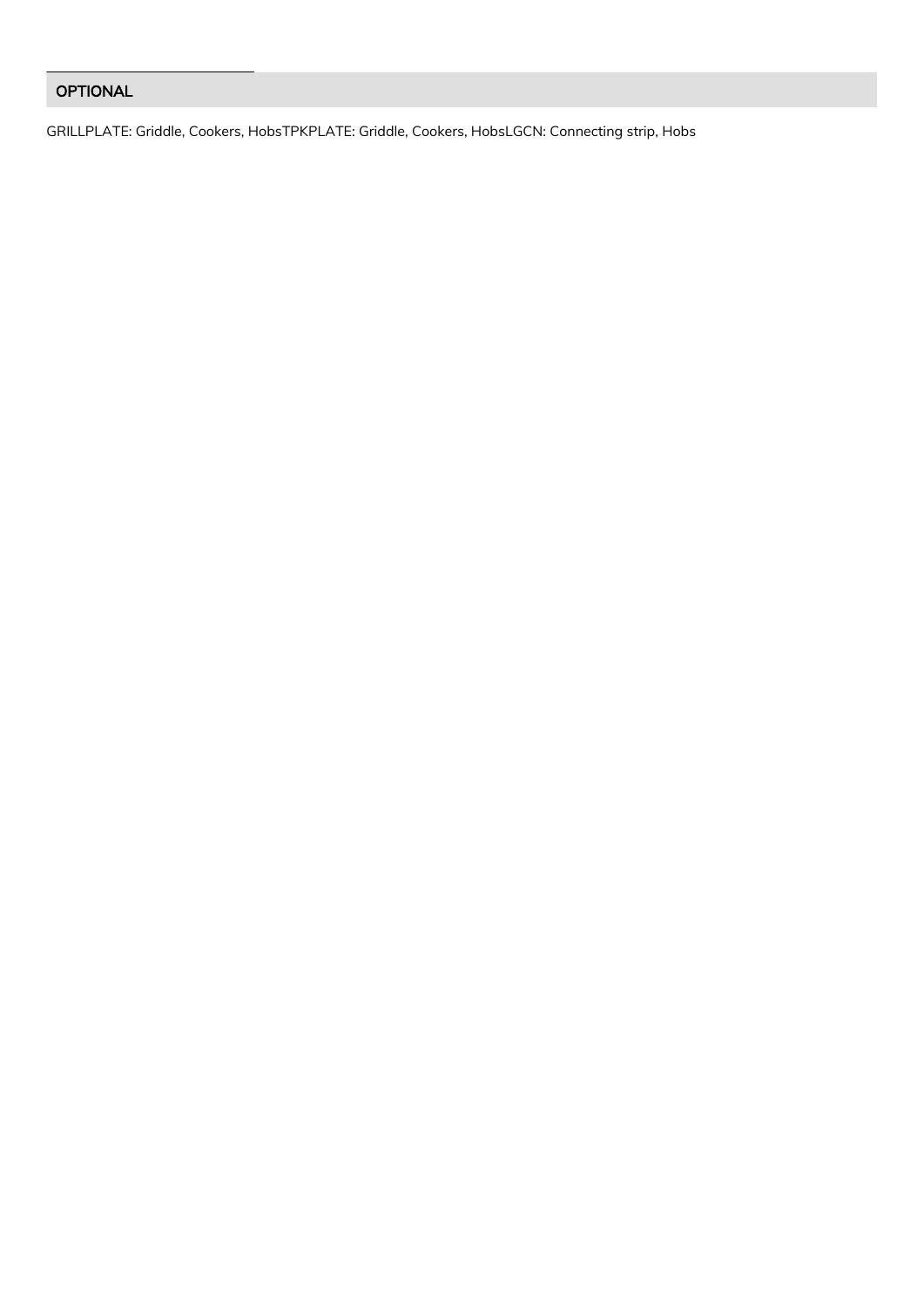## OPTIONAL

GRILLPLATE: Griddle, Cookers, HobsTPKPLATE: Griddle, Cookers, HobsLGCN: Connecting strip, Hobs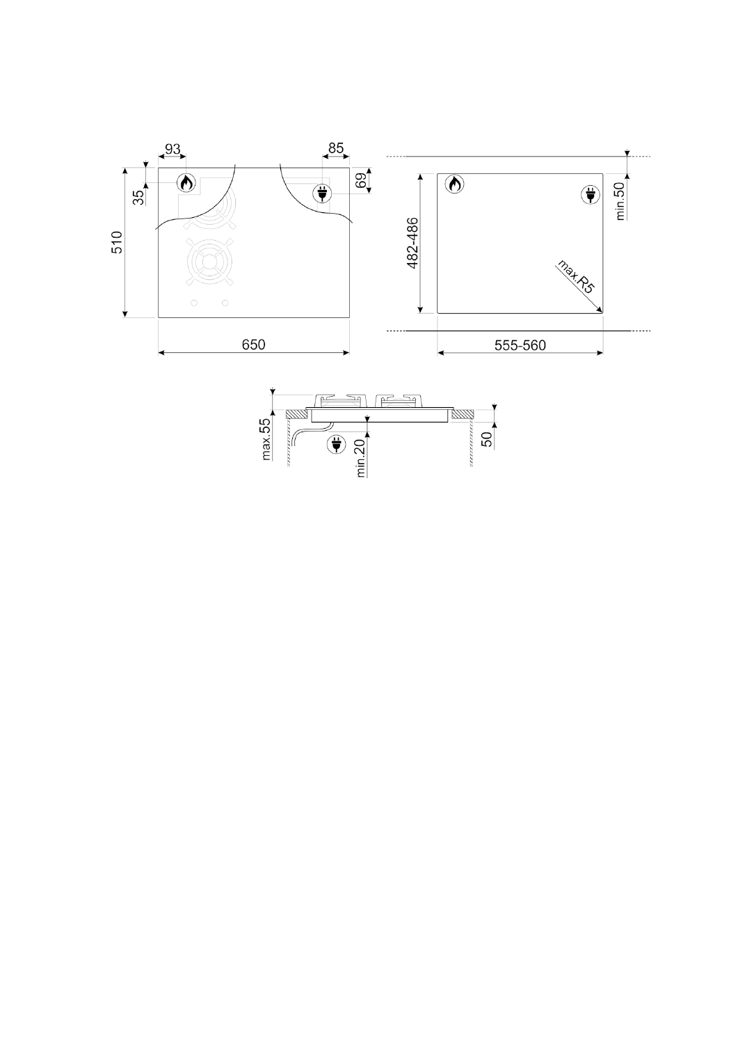93 85 35 69 510 650

482-486 min.50 max.R5 555-560

max.55 min.20 50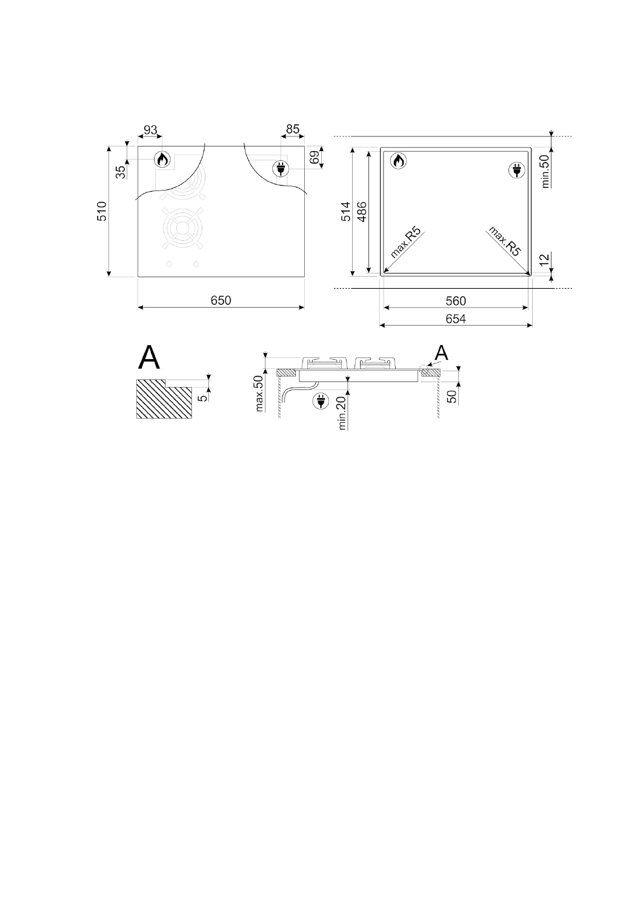93

85

35

69

510

650

514

486

min.50

max.R5

max.R5

12

560

654

A

5

max.50

min.20

50

A